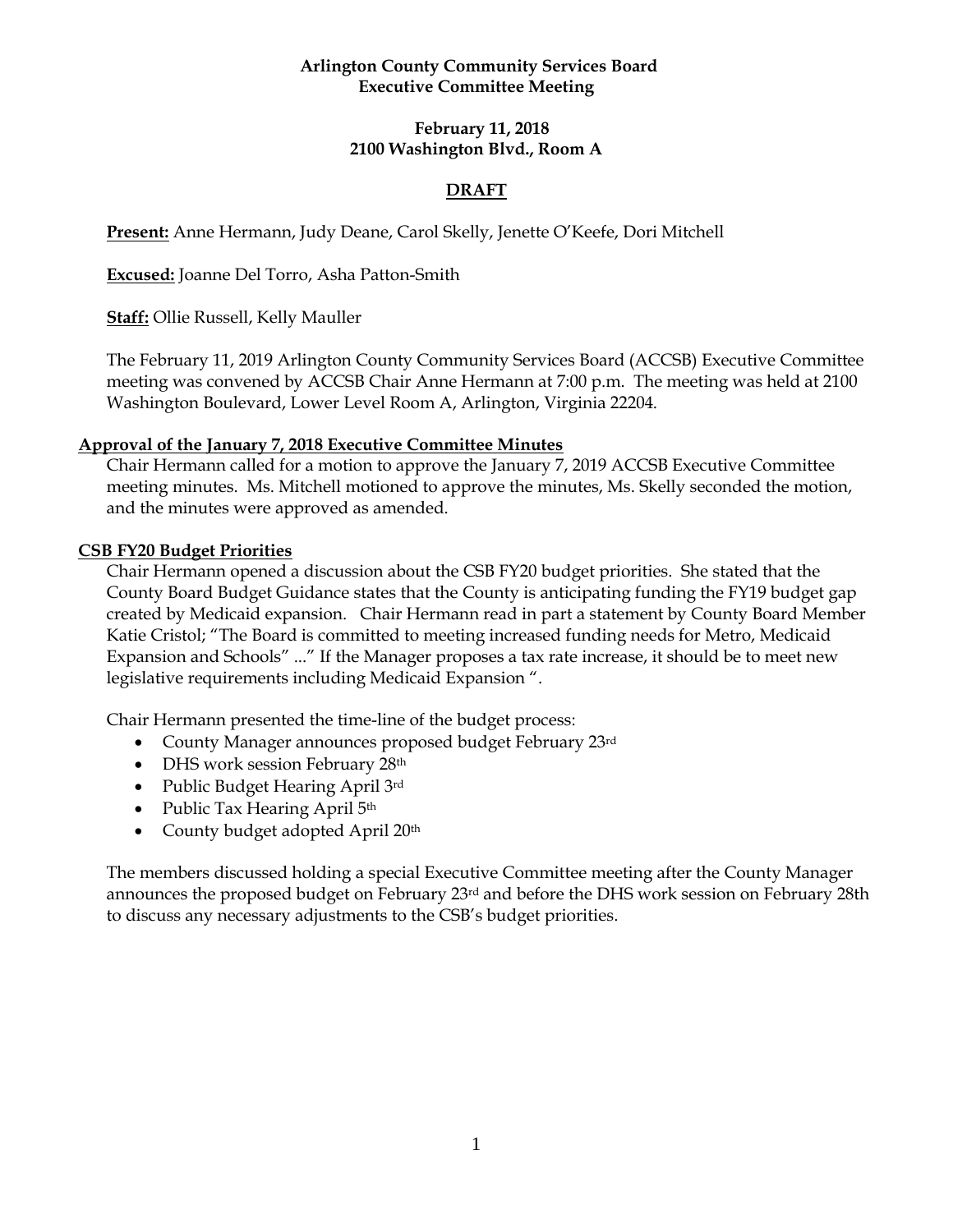**Arlington County Community Services Board**
**Executive Committee Meeting**

**February 11, 2018**
**2100 Washington Blvd., Room A**

**DRAFT**

**Present:** Anne Hermann, Judy Deane, Carol Skelly, Jenette O'Keefe, Dori Mitchell

**Excused:** Joanne Del Torro, Asha Patton-Smith

**Staff:** Ollie Russell, Kelly Mauller

The February 11, 2019 Arlington County Community Services Board (ACCSB) Executive Committee meeting was convened by ACCSB Chair Anne Hermann at 7:00 p.m. The meeting was held at 2100 Washington Boulevard, Lower Level Room A, Arlington, Virginia 22204.

**Approval of the January 7, 2018 Executive Committee Minutes**

Chair Hermann called for a motion to approve the January 7, 2019 ACCSB Executive Committee meeting minutes. Ms. Mitchell motioned to approve the minutes, Ms. Skelly seconded the motion, and the minutes were approved as amended.

**CSB FY20 Budget Priorities**

Chair Hermann opened a discussion about the CSB FY20 budget priorities. She stated that the County Board Budget Guidance states that the County is anticipating funding the FY19 budget gap created by Medicaid expansion. Chair Hermann read in part a statement by County Board Member Katie Cristol; "The Board is committed to meeting increased funding needs for Metro, Medicaid Expansion and Schools" ..." If the Manager proposes a tax rate increase, it should be to meet new legislative requirements including Medicaid Expansion ".

Chair Hermann presented the time-line of the budget process:

- County Manager announces proposed budget February 23rd
- DHS work session February 28th
- Public Budget Hearing April 3rd
- Public Tax Hearing April 5th
- County budget adopted April 20th

The members discussed holding a special Executive Committee meeting after the County Manager announces the proposed budget on February 23rd and before the DHS work session on February 28th to discuss any necessary adjustments to the CSB's budget priorities.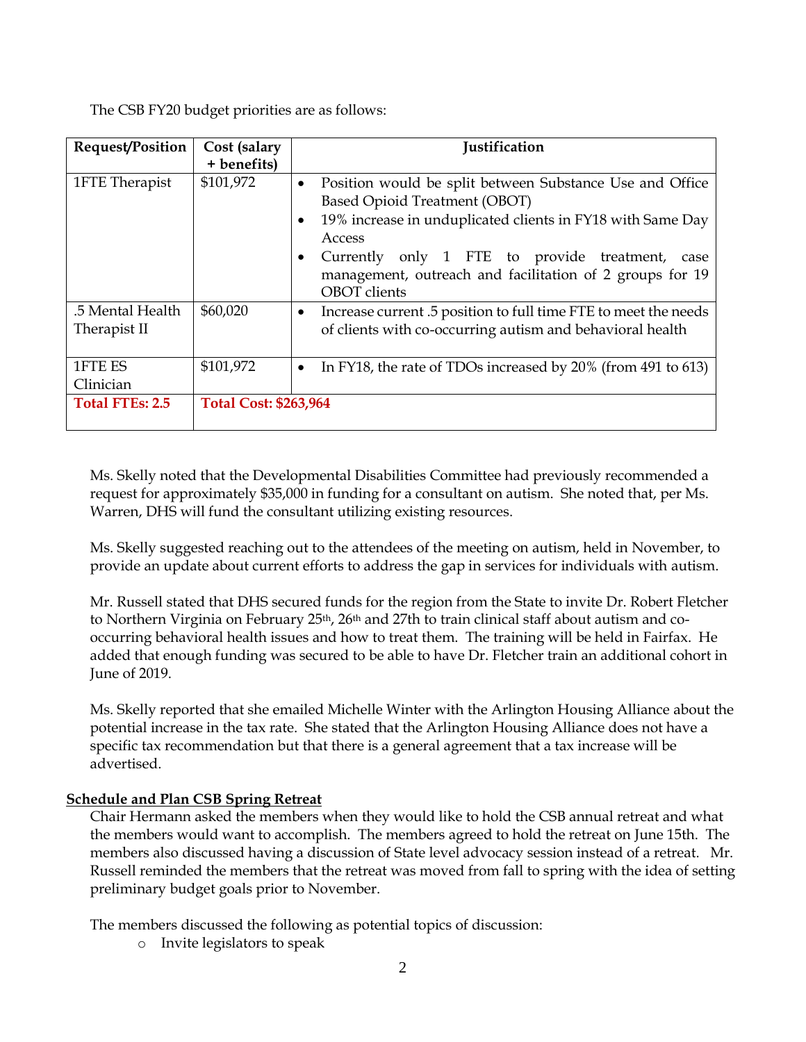The CSB FY20 budget priorities are as follows:

| Request/Position | Cost (salary + benefits) | Justification |
|---|---|---|
| 1FTE Therapist | $101,972 | • Position would be split between Substance Use and Office Based Opioid Treatment (OBOT)<br>• 19% increase in unduplicated clients in FY18 with Same Day Access<br>• Currently only 1 FTE to provide treatment, case management, outreach and facilitation of 2 groups for 19 OBOT clients |
| .5 Mental Health Therapist II | $60,020 | • Increase current .5 position to full time FTE to meet the needs of clients with co-occurring autism and behavioral health |
| 1FTE ES Clinician | $101,972 | • In FY18, the rate of TDOs increased by 20% (from 491 to 613) |
| **Total FTEs: 2.5** | **Total Cost: $263,964** | |

Ms. Skelly noted that the Developmental Disabilities Committee had previously recommended a request for approximately $35,000 in funding for a consultant on autism. She noted that, per Ms. Warren, DHS will fund the consultant utilizing existing resources.

Ms. Skelly suggested reaching out to the attendees of the meeting on autism, held in November, to provide an update about current efforts to address the gap in services for individuals with autism.

Mr. Russell stated that DHS secured funds for the region from the State to invite Dr. Robert Fletcher to Northern Virginia on February 25th, 26th and 27th to train clinical staff about autism and co-occurring behavioral health issues and how to treat them. The training will be held in Fairfax. He added that enough funding was secured to be able to have Dr. Fletcher train an additional cohort in June of 2019.

Ms. Skelly reported that she emailed Michelle Winter with the Arlington Housing Alliance about the potential increase in the tax rate. She stated that the Arlington Housing Alliance does not have a specific tax recommendation but that there is a general agreement that a tax increase will be advertised.

**Schedule and Plan CSB Spring Retreat**

Chair Hermann asked the members when they would like to hold the CSB annual retreat and what the members would want to accomplish. The members agreed to hold the retreat on June 15th. The members also discussed having a discussion of State level advocacy session instead of a retreat. Mr. Russell reminded the members that the retreat was moved from fall to spring with the idea of setting preliminary budget goals prior to November.

The members discussed the following as potential topics of discussion:

- Invite legislators to speak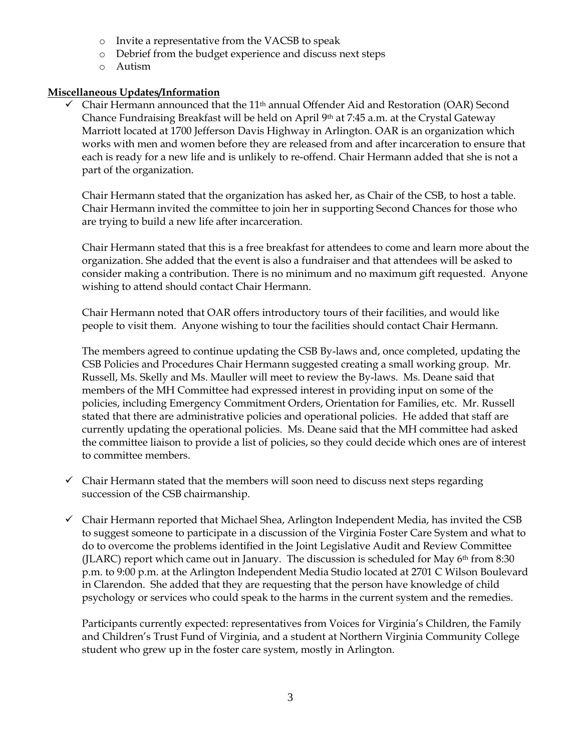- Invite a representative from the VACSB to speak
   - Debrief from the budget experience and discuss next steps
   - Autism

**Miscellaneous Updates/Information**

- ✓ Chair Hermann announced that the 11th annual Offender Aid and Restoration (OAR) Second Chance Fundraising Breakfast will be held on April 9th at 7:45 a.m. at the Crystal Gateway Marriott located at 1700 Jefferson Davis Highway in Arlington. OAR is an organization which works with men and women before they are released from and after incarceration to ensure that each is ready for a new life and is unlikely to re-offend. Chair Hermann added that she is not a part of the organization.

  Chair Hermann stated that the organization has asked her, as Chair of the CSB, to host a table. Chair Hermann invited the committee to join her in supporting Second Chances for those who are trying to build a new life after incarceration.

  Chair Hermann stated that this is a free breakfast for attendees to come and learn more about the organization. She added that the event is also a fundraiser and that attendees will be asked to consider making a contribution. There is no minimum and no maximum gift requested. Anyone wishing to attend should contact Chair Hermann.

  Chair Hermann noted that OAR offers introductory tours of their facilities, and would like people to visit them. Anyone wishing to tour the facilities should contact Chair Hermann.

  The members agreed to continue updating the CSB By-laws and, once completed, updating the CSB Policies and Procedures Chair Hermann suggested creating a small working group. Mr. Russell, Ms. Skelly and Ms. Mauller will meet to review the By-laws. Ms. Deane said that members of the MH Committee had expressed interest in providing input on some of the policies, including Emergency Commitment Orders, Orientation for Families, etc. Mr. Russell stated that there are administrative policies and operational policies. He added that staff are currently updating the operational policies. Ms. Deane said that the MH committee had asked the committee liaison to provide a list of policies, so they could decide which ones are of interest to committee members.

- ✓ Chair Hermann stated that the members will soon need to discuss next steps regarding succession of the CSB chairmanship.

- ✓ Chair Hermann reported that Michael Shea, Arlington Independent Media, has invited the CSB to suggest someone to participate in a discussion of the Virginia Foster Care System and what to do to overcome the problems identified in the Joint Legislative Audit and Review Committee (JLARC) report which came out in January. The discussion is scheduled for May 6th from 8:30 p.m. to 9:00 p.m. at the Arlington Independent Media Studio located at 2701 C Wilson Boulevard in Clarendon. She added that they are requesting that the person have knowledge of child psychology or services who could speak to the harms in the current system and the remedies.

  Participants currently expected: representatives from Voices for Virginia's Children, the Family and Children's Trust Fund of Virginia, and a student at Northern Virginia Community College student who grew up in the foster care system, mostly in Arlington.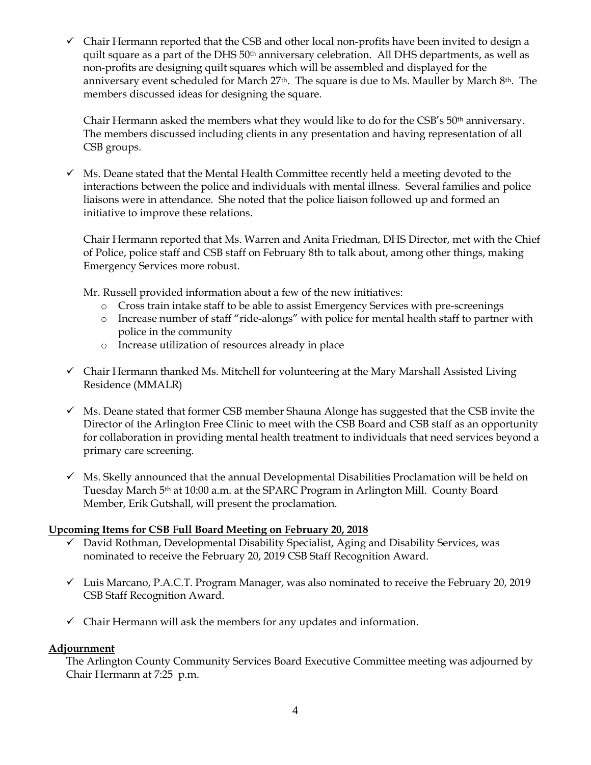- ✓ Chair Hermann reported that the CSB and other local non-profits have been invited to design a quilt square as a part of the DHS 50th anniversary celebration. All DHS departments, as well as non-profits are designing quilt squares which will be assembled and displayed for the anniversary event scheduled for March 27th. The square is due to Ms. Mauller by March 8th. The members discussed ideas for designing the square.

  Chair Hermann asked the members what they would like to do for the CSB's 50th anniversary. The members discussed including clients in any presentation and having representation of all CSB groups.

- ✓ Ms. Deane stated that the Mental Health Committee recently held a meeting devoted to the interactions between the police and individuals with mental illness. Several families and police liaisons were in attendance. She noted that the police liaison followed up and formed an initiative to improve these relations.

  Chair Hermann reported that Ms. Warren and Anita Friedman, DHS Director, met with the Chief of Police, police staff and CSB staff on February 8th to talk about, among other things, making Emergency Services more robust.

  Mr. Russell provided information about a few of the new initiatives:
  - Cross train intake staff to be able to assist Emergency Services with pre-screenings
  - Increase number of staff "ride-alongs" with police for mental health staff to partner with police in the community
  - Increase utilization of resources already in place

- ✓ Chair Hermann thanked Ms. Mitchell for volunteering at the Mary Marshall Assisted Living Residence (MMALR)

- ✓ Ms. Deane stated that former CSB member Shauna Alonge has suggested that the CSB invite the Director of the Arlington Free Clinic to meet with the CSB Board and CSB staff as an opportunity for collaboration in providing mental health treatment to individuals that need services beyond a primary care screening.

- ✓ Ms. Skelly announced that the annual Developmental Disabilities Proclamation will be held on Tuesday March 5th at 10:00 a.m. at the SPARC Program in Arlington Mill. County Board Member, Erik Gutshall, will present the proclamation.

**Upcoming Items for CSB Full Board Meeting on February 20, 2018**

- ✓ David Rothman, Developmental Disability Specialist, Aging and Disability Services, was nominated to receive the February 20, 2019 CSB Staff Recognition Award.

- ✓ Luis Marcano, P.A.C.T. Program Manager, was also nominated to receive the February 20, 2019 CSB Staff Recognition Award.

- ✓ Chair Hermann will ask the members for any updates and information.

**Adjournment**

The Arlington County Community Services Board Executive Committee meeting was adjourned by Chair Hermann at 7:25 p.m.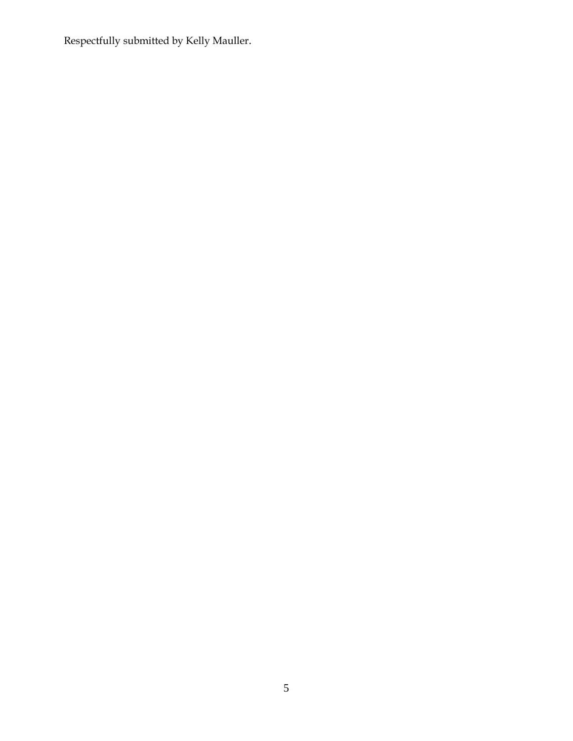Respectfully submitted by Kelly Mauller.